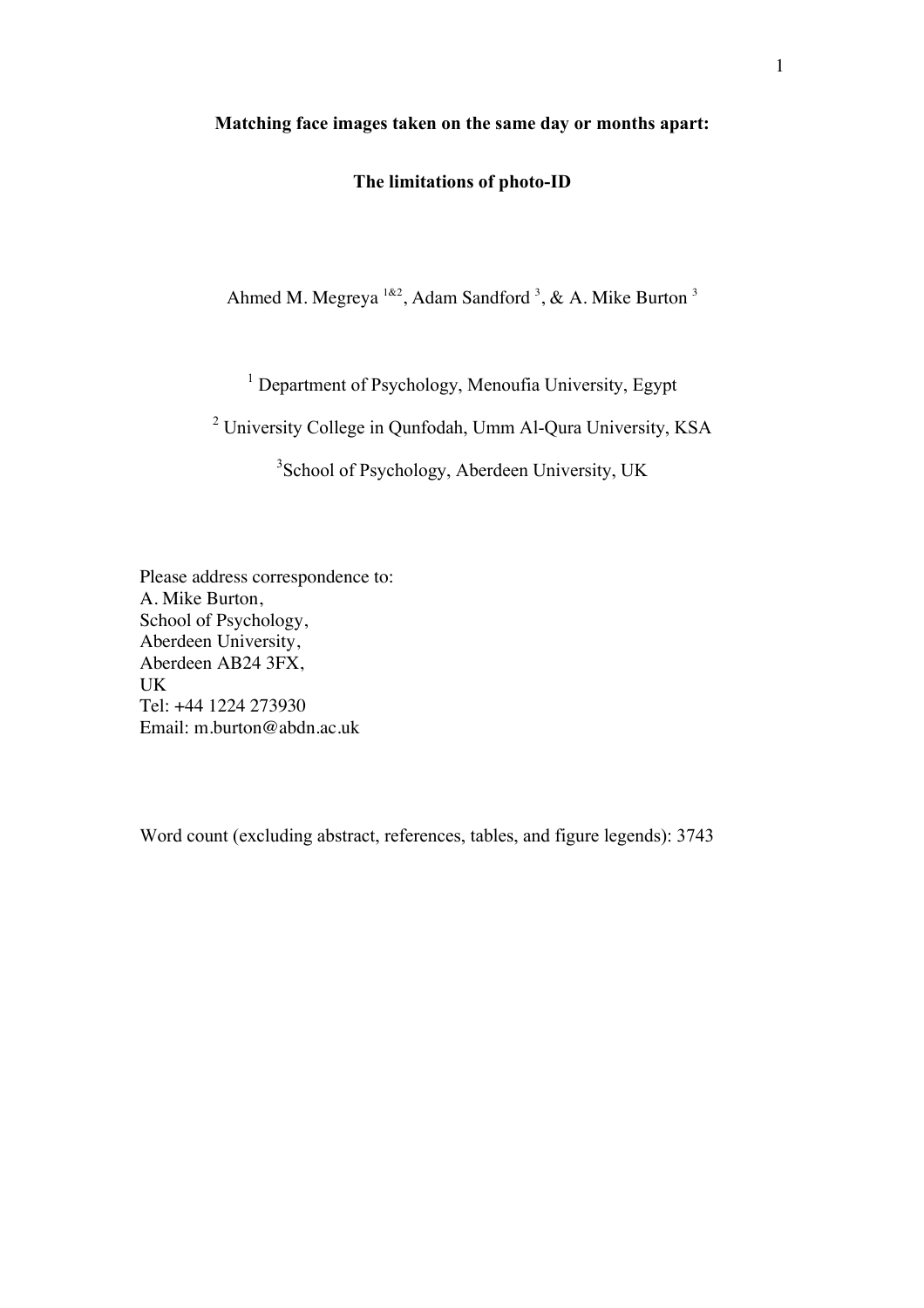# Matching face images taken on the same day or months apart:

# The limitations of photo-ID

Ahmed M. Megreya [1&2], Adam Sandford [3], & A. Mike Burton [3]

[1] Department of Psychology, Menoufia University, Egypt

[2] University College in Qunfodah, Umm Al-Qura University, KSA

[3] School of Psychology, Aberdeen University, UK

Please address correspondence to:
A. Mike Burton,
School of Psychology,
Aberdeen University,
Aberdeen AB24 3FX,
UK
Tel: +44 1224 273930
Email: m.burton@abdn.ac.uk

Word count (excluding abstract, references, tables, and figure legends): 3743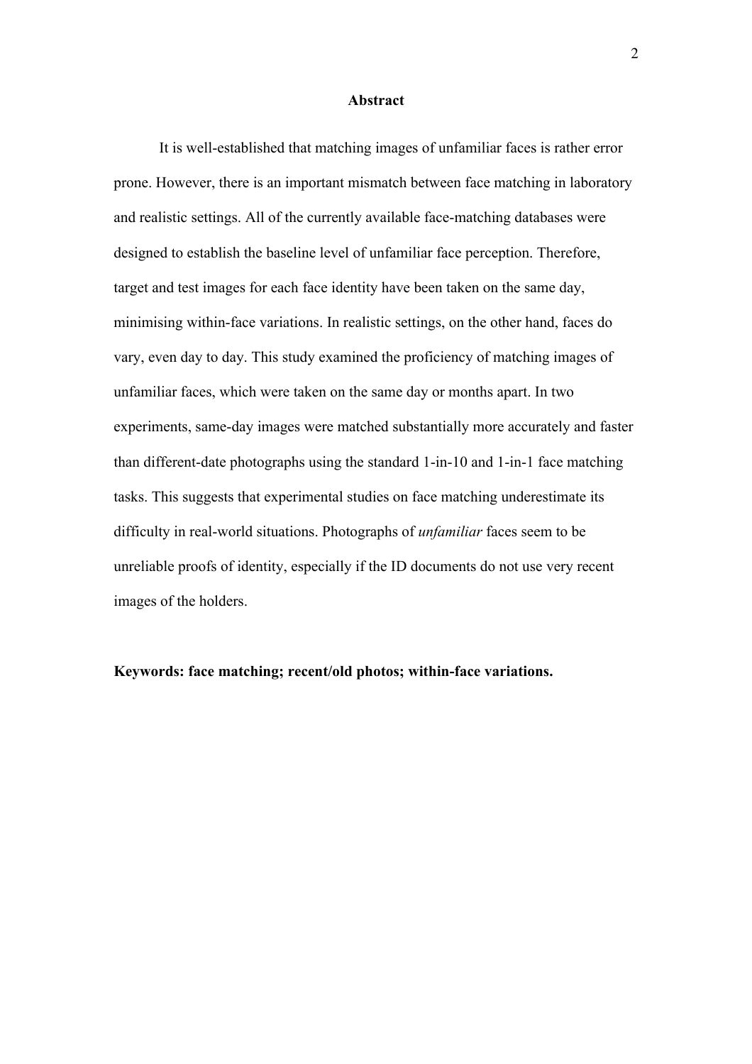## Abstract

It is well-established that matching images of unfamiliar faces is rather error prone. However, there is an important mismatch between face matching in laboratory and realistic settings. All of the currently available face-matching databases were designed to establish the baseline level of unfamiliar face perception. Therefore, target and test images for each face identity have been taken on the same day, minimising within-face variations. In realistic settings, on the other hand, faces do vary, even day to day. This study examined the proficiency of matching images of unfamiliar faces, which were taken on the same day or months apart. In two experiments, same-day images were matched substantially more accurately and faster than different-date photographs using the standard 1-in-10 and 1-in-1 face matching tasks. This suggests that experimental studies on face matching underestimate its difficulty in real-world situations. Photographs of *unfamiliar* faces seem to be unreliable proofs of identity, especially if the ID documents do not use very recent images of the holders.

**Keywords: face matching; recent/old photos; within-face variations.**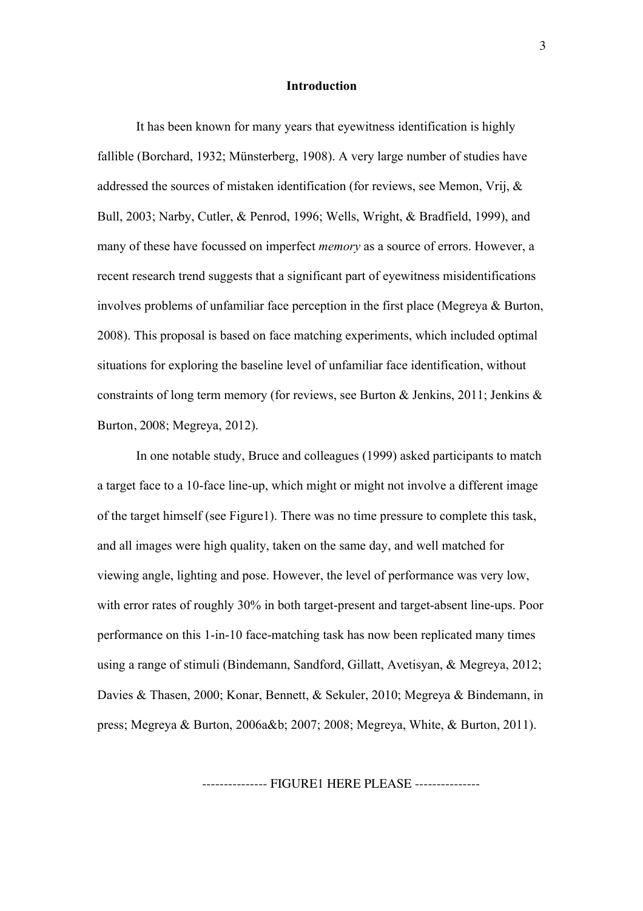## Introduction

It has been known for many years that eyewitness identification is highly fallible (Borchard, 1932; Münsterberg, 1908). A very large number of studies have addressed the sources of mistaken identification (for reviews, see Memon, Vrij, & Bull, 2003; Narby, Cutler, & Penrod, 1996; Wells, Wright, & Bradfield, 1999), and many of these have focussed on imperfect *memory* as a source of errors. However, a recent research trend suggests that a significant part of eyewitness misidentifications involves problems of unfamiliar face perception in the first place (Megreya & Burton, 2008). This proposal is based on face matching experiments, which included optimal situations for exploring the baseline level of unfamiliar face identification, without constraints of long term memory (for reviews, see Burton & Jenkins, 2011; Jenkins & Burton, 2008; Megreya, 2012).

In one notable study, Bruce and colleagues (1999) asked participants to match a target face to a 10-face line-up, which might or might not involve a different image of the target himself (see Figure1). There was no time pressure to complete this task, and all images were high quality, taken on the same day, and well matched for viewing angle, lighting and pose. However, the level of performance was very low, with error rates of roughly 30% in both target-present and target-absent line-ups. Poor performance on this 1-in-10 face-matching task has now been replicated many times using a range of stimuli (Bindemann, Sandford, Gillatt, Avetisyan, & Megreya, 2012; Davies & Thasen, 2000; Konar, Bennett, & Sekuler, 2010; Megreya & Bindemann, in press; Megreya & Burton, 2006a&b; 2007; 2008; Megreya, White, & Burton, 2011).

--------------- FIGURE1 HERE PLEASE ---------------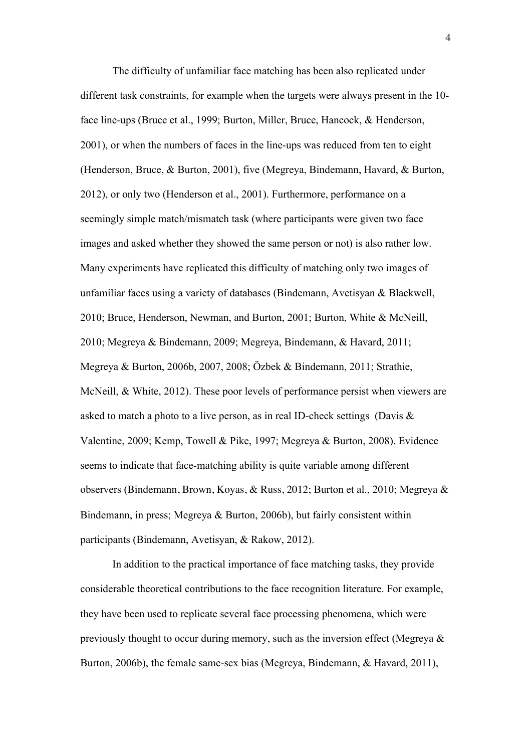The difficulty of unfamiliar face matching has been also replicated under different task constraints, for example when the targets were always present in the 10-face line-ups (Bruce et al., 1999; Burton, Miller, Bruce, Hancock, & Henderson, 2001), or when the numbers of faces in the line-ups was reduced from ten to eight (Henderson, Bruce, & Burton, 2001), five (Megreya, Bindemann, Havard, & Burton, 2012), or only two (Henderson et al., 2001). Furthermore, performance on a seemingly simple match/mismatch task (where participants were given two face images and asked whether they showed the same person or not) is also rather low. Many experiments have replicated this difficulty of matching only two images of unfamiliar faces using a variety of databases (Bindemann, Avetisyan & Blackwell, 2010; Bruce, Henderson, Newman, and Burton, 2001; Burton, White & McNeill, 2010; Megreya & Bindemann, 2009; Megreya, Bindemann, & Havard, 2011; Megreya & Burton, 2006b, 2007, 2008; Özbek & Bindemann, 2011; Strathie, McNeill, & White, 2012). These poor levels of performance persist when viewers are asked to match a photo to a live person, as in real ID-check settings (Davis & Valentine, 2009; Kemp, Towell & Pike, 1997; Megreya & Burton, 2008). Evidence seems to indicate that face-matching ability is quite variable among different observers (Bindemann, Brown, Koyas, & Russ, 2012; Burton et al., 2010; Megreya & Bindemann, in press; Megreya & Burton, 2006b), but fairly consistent within participants (Bindemann, Avetisyan, & Rakow, 2012).

In addition to the practical importance of face matching tasks, they provide considerable theoretical contributions to the face recognition literature. For example, they have been used to replicate several face processing phenomena, which were previously thought to occur during memory, such as the inversion effect (Megreya & Burton, 2006b), the female same-sex bias (Megreya, Bindemann, & Havard, 2011),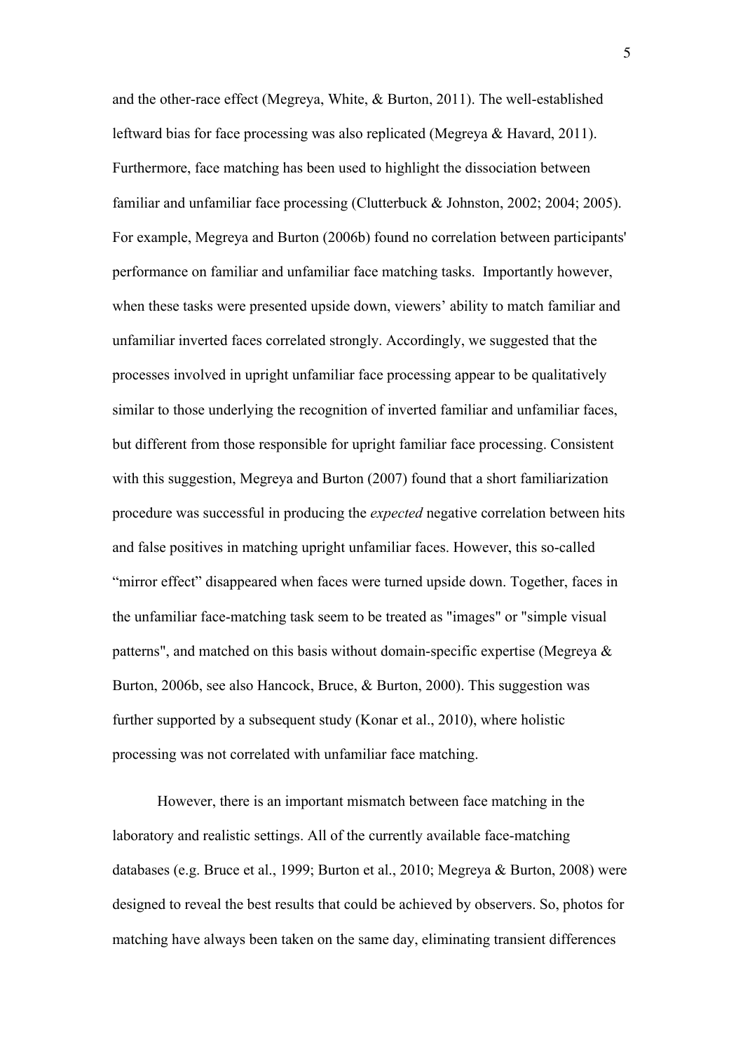and the other-race effect (Megreya, White, & Burton, 2011). The well-established leftward bias for face processing was also replicated (Megreya & Havard, 2011). Furthermore, face matching has been used to highlight the dissociation between familiar and unfamiliar face processing (Clutterbuck & Johnston, 2002; 2004; 2005). For example, Megreya and Burton (2006b) found no correlation between participants' performance on familiar and unfamiliar face matching tasks. Importantly however, when these tasks were presented upside down, viewers' ability to match familiar and unfamiliar inverted faces correlated strongly. Accordingly, we suggested that the processes involved in upright unfamiliar face processing appear to be qualitatively similar to those underlying the recognition of inverted familiar and unfamiliar faces, but different from those responsible for upright familiar face processing. Consistent with this suggestion, Megreya and Burton (2007) found that a short familiarization procedure was successful in producing the *expected* negative correlation between hits and false positives in matching upright unfamiliar faces. However, this so-called "mirror effect" disappeared when faces were turned upside down. Together, faces in the unfamiliar face-matching task seem to be treated as "images" or "simple visual patterns", and matched on this basis without domain-specific expertise (Megreya & Burton, 2006b, see also Hancock, Bruce, & Burton, 2000). This suggestion was further supported by a subsequent study (Konar et al., 2010), where holistic processing was not correlated with unfamiliar face matching.

However, there is an important mismatch between face matching in the laboratory and realistic settings. All of the currently available face-matching databases (e.g. Bruce et al., 1999; Burton et al., 2010; Megreya & Burton, 2008) were designed to reveal the best results that could be achieved by observers. So, photos for matching have always been taken on the same day, eliminating transient differences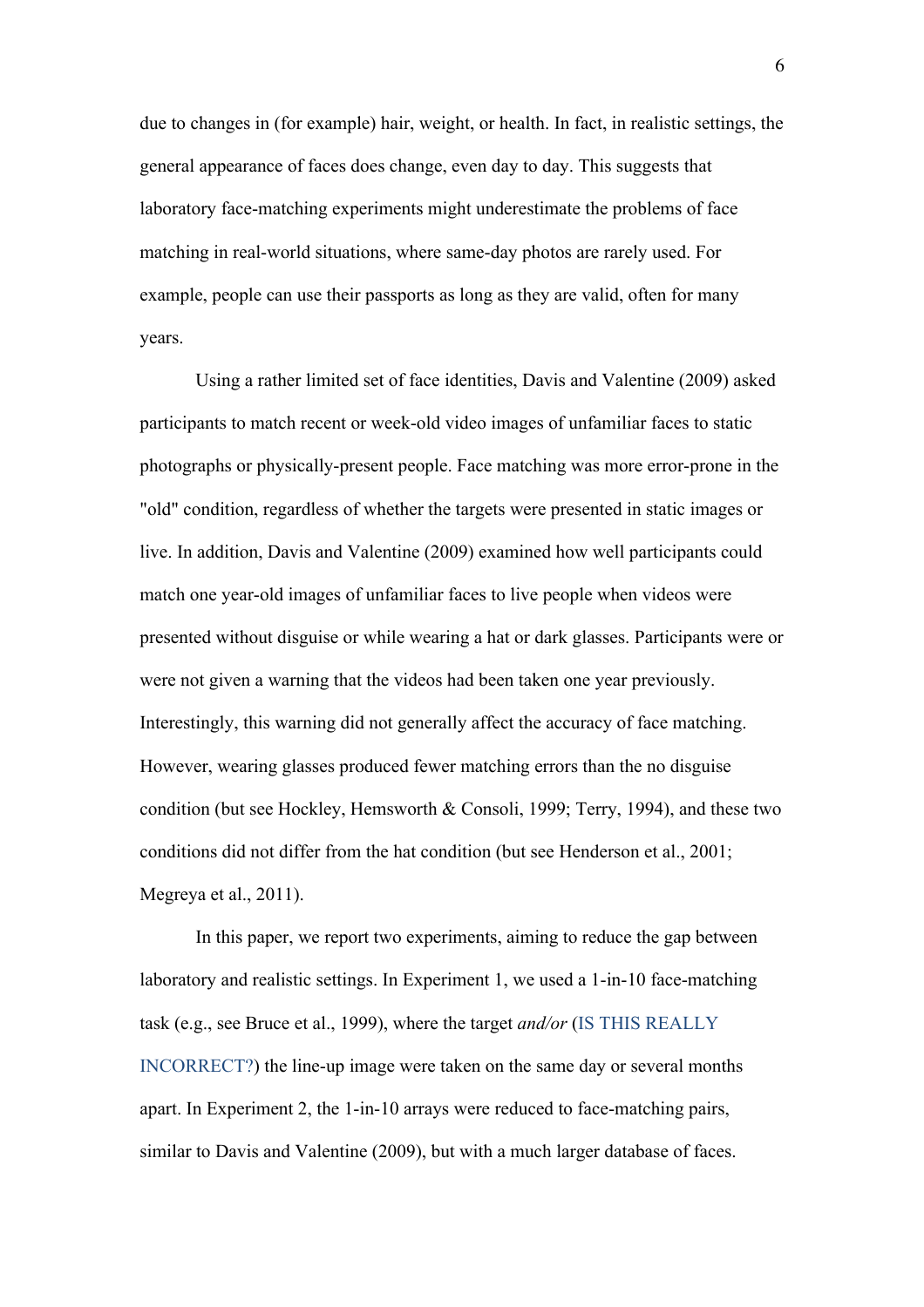due to changes in (for example) hair, weight, or health. In fact, in realistic settings, the general appearance of faces does change, even day to day. This suggests that laboratory face-matching experiments might underestimate the problems of face matching in real-world situations, where same-day photos are rarely used. For example, people can use their passports as long as they are valid, often for many years.

Using a rather limited set of face identities, Davis and Valentine (2009) asked participants to match recent or week-old video images of unfamiliar faces to static photographs or physically-present people. Face matching was more error-prone in the "old" condition, regardless of whether the targets were presented in static images or live. In addition, Davis and Valentine (2009) examined how well participants could match one year-old images of unfamiliar faces to live people when videos were presented without disguise or while wearing a hat or dark glasses. Participants were or were not given a warning that the videos had been taken one year previously. Interestingly, this warning did not generally affect the accuracy of face matching. However, wearing glasses produced fewer matching errors than the no disguise condition (but see Hockley, Hemsworth & Consoli, 1999; Terry, 1994), and these two conditions did not differ from the hat condition (but see Henderson et al., 2001; Megreya et al., 2011).

In this paper, we report two experiments, aiming to reduce the gap between laboratory and realistic settings. In Experiment 1, we used a 1-in-10 face-matching task (e.g., see Bruce et al., 1999), where the target *and/or* (IS THIS REALLY INCORRECT?) the line-up image were taken on the same day or several months apart. In Experiment 2, the 1-in-10 arrays were reduced to face-matching pairs, similar to Davis and Valentine (2009), but with a much larger database of faces.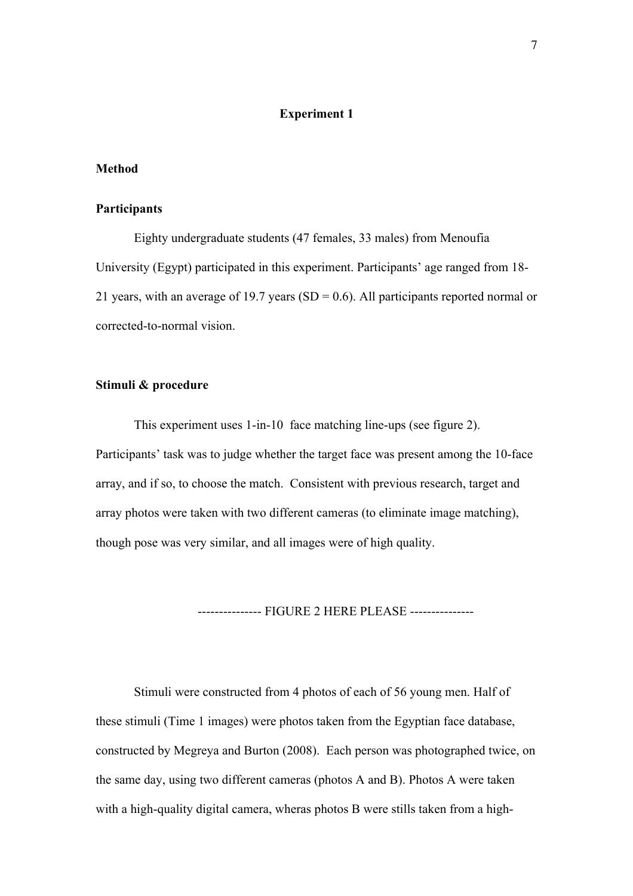## Experiment 1

### Method

### Participants

Eighty undergraduate students (47 females, 33 males) from Menoufia University (Egypt) participated in this experiment. Participants' age ranged from 18-21 years, with an average of 19.7 years (SD = 0.6). All participants reported normal or corrected-to-normal vision.

### Stimuli & procedure

This experiment uses 1-in-10 face matching line-ups (see figure 2). Participants' task was to judge whether the target face was present among the 10-face array, and if so, to choose the match. Consistent with previous research, target and array photos were taken with two different cameras (to eliminate image matching), though pose was very similar, and all images were of high quality.

--------------- FIGURE 2 HERE PLEASE ---------------

Stimuli were constructed from 4 photos of each of 56 young men. Half of these stimuli (Time 1 images) were photos taken from the Egyptian face database, constructed by Megreya and Burton (2008). Each person was photographed twice, on the same day, using two different cameras (photos A and B). Photos A were taken with a high-quality digital camera, wheras photos B were stills taken from a high-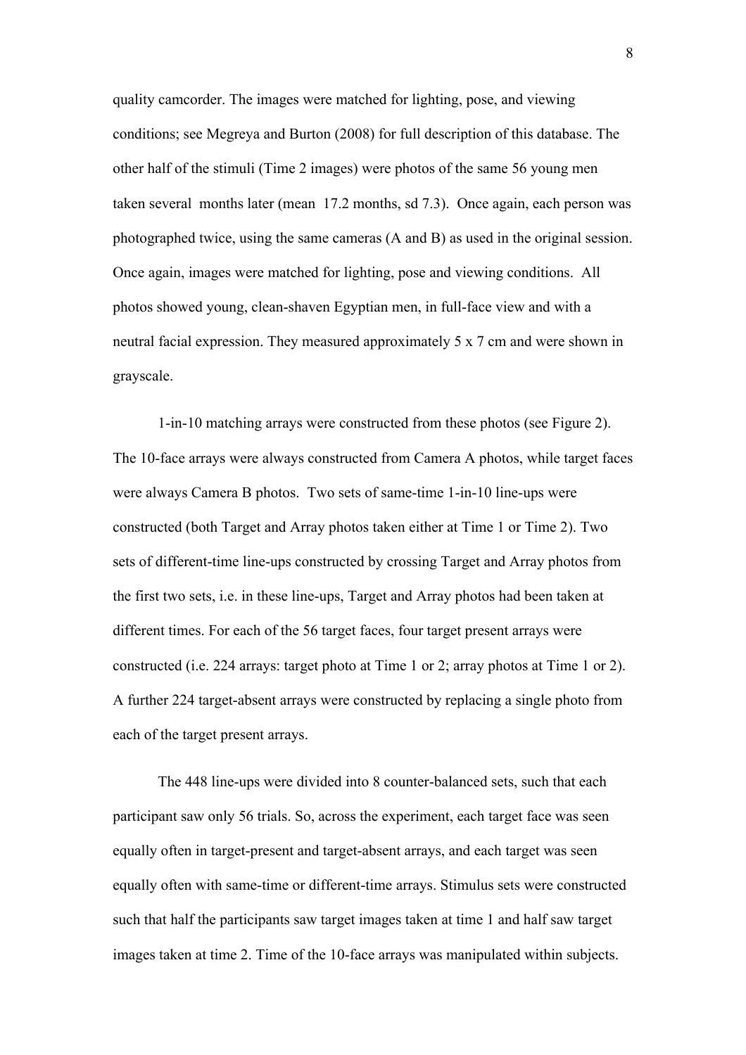quality camcorder. The images were matched for lighting, pose, and viewing conditions; see Megreya and Burton (2008) for full description of this database. The other half of the stimuli (Time 2 images) were photos of the same 56 young men taken several months later (mean 17.2 months, sd 7.3). Once again, each person was photographed twice, using the same cameras (A and B) as used in the original session. Once again, images were matched for lighting, pose and viewing conditions. All photos showed young, clean-shaven Egyptian men, in full-face view and with a neutral facial expression. They measured approximately 5 x 7 cm and were shown in grayscale.

1-in-10 matching arrays were constructed from these photos (see Figure 2). The 10-face arrays were always constructed from Camera A photos, while target faces were always Camera B photos. Two sets of same-time 1-in-10 line-ups were constructed (both Target and Array photos taken either at Time 1 or Time 2). Two sets of different-time line-ups constructed by crossing Target and Array photos from the first two sets, i.e. in these line-ups, Target and Array photos had been taken at different times. For each of the 56 target faces, four target present arrays were constructed (i.e. 224 arrays: target photo at Time 1 or 2; array photos at Time 1 or 2). A further 224 target-absent arrays were constructed by replacing a single photo from each of the target present arrays.

The 448 line-ups were divided into 8 counter-balanced sets, such that each participant saw only 56 trials. So, across the experiment, each target face was seen equally often in target-present and target-absent arrays, and each target was seen equally often with same-time or different-time arrays. Stimulus sets were constructed such that half the participants saw target images taken at time 1 and half saw target images taken at time 2. Time of the 10-face arrays was manipulated within subjects.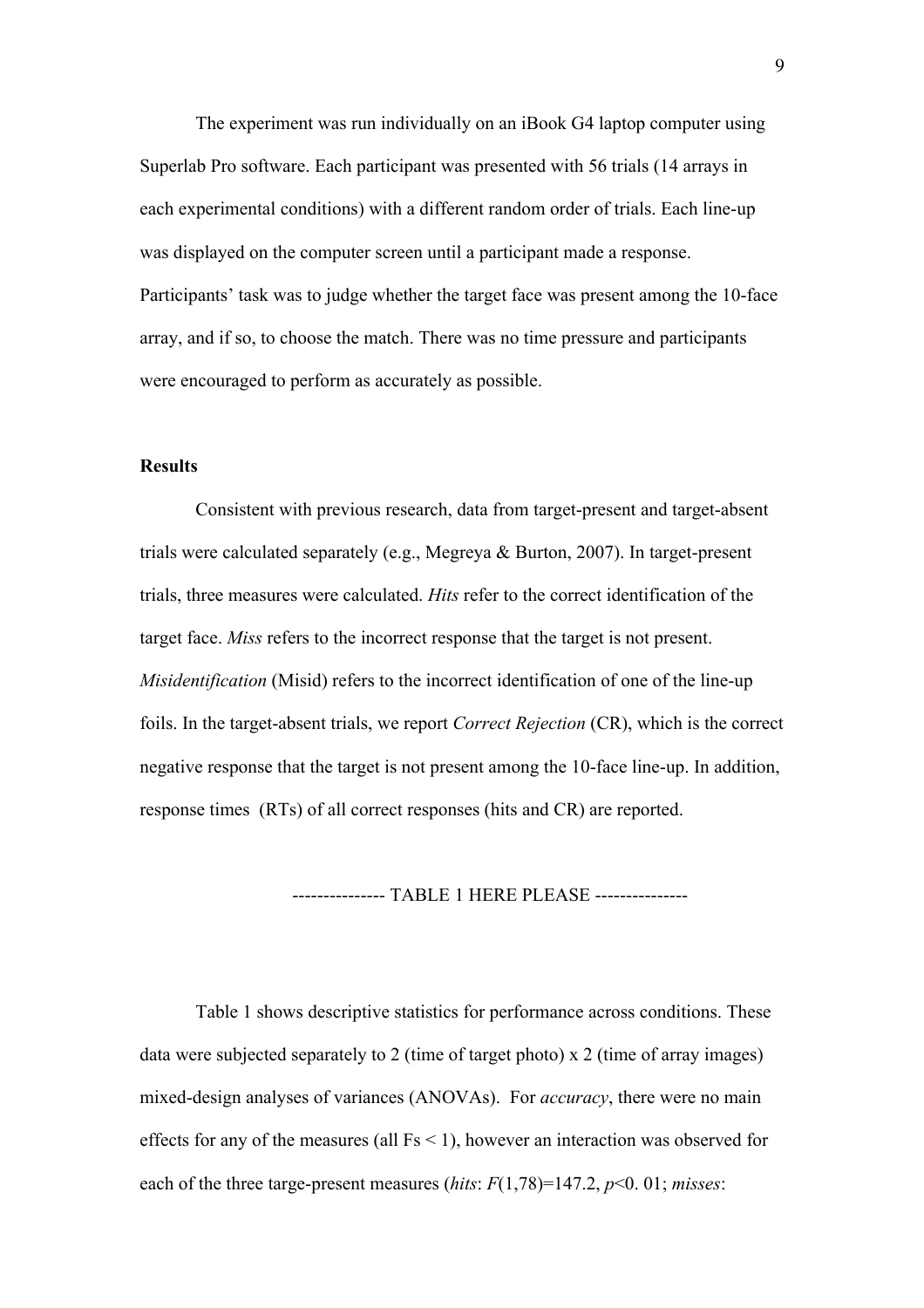The experiment was run individually on an iBook G4 laptop computer using Superlab Pro software. Each participant was presented with 56 trials (14 arrays in each experimental conditions) with a different random order of trials. Each line-up was displayed on the computer screen until a participant made a response. Participants' task was to judge whether the target face was present among the 10-face array, and if so, to choose the match. There was no time pressure and participants were encouraged to perform as accurately as possible.

**Results**

Consistent with previous research, data from target-present and target-absent trials were calculated separately (e.g., Megreya & Burton, 2007). In target-present trials, three measures were calculated. *Hits* refer to the correct identification of the target face. *Miss* refers to the incorrect response that the target is not present. *Misidentification* (Misid) refers to the incorrect identification of one of the line-up foils. In the target-absent trials, we report *Correct Rejection* (CR), which is the correct negative response that the target is not present among the 10-face line-up. In addition, response times (RTs) of all correct responses (hits and CR) are reported.

--------------- TABLE 1 HERE PLEASE ---------------

Table 1 shows descriptive statistics for performance across conditions. These data were subjected separately to 2 (time of target photo) x 2 (time of array images) mixed-design analyses of variances (ANOVAs). For *accuracy*, there were no main effects for any of the measures (all Fs < 1), however an interaction was observed for each of the three targe-present measures (*hits*: $F(1,78)=147.2$, $p<0.01$; *misses*: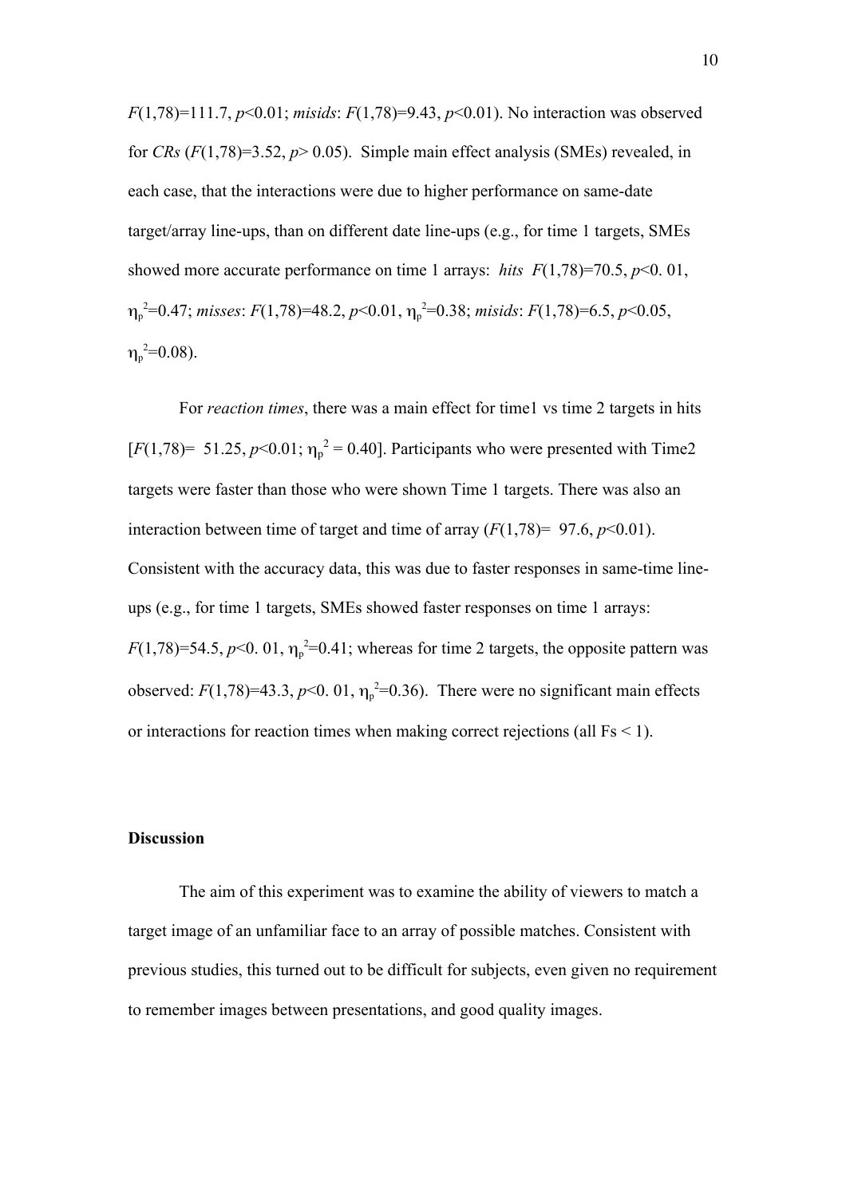$F(1,78)=111.7$, $p<0.01$; *misids*: $F(1,78)=9.43$, $p<0.01$). No interaction was observed for *CRs* ($F(1,78)=3.52$, $p>0.05$). Simple main effect analysis (SMEs) revealed, in each case, that the interactions were due to higher performance on same-date target/array line-ups, than on different date line-ups (e.g., for time 1 targets, SMEs showed more accurate performance on time 1 arrays: *hits* $F(1,78)=70.5$, $p<0.01$, $\eta_p^2=0.47$; *misses*: $F(1,78)=48.2$, $p<0.01$, $\eta_p^2=0.38$; *misids*: $F(1,78)=6.5$, $p<0.05$, $\eta_p^2=0.08$).

For *reaction times*, there was a main effect for time1 vs time 2 targets in hits [$F(1,78)=51.25$, $p<0.01$; $\eta_p^2=0.40$]. Participants who were presented with Time2 targets were faster than those who were shown Time 1 targets. There was also an interaction between time of target and time of array ($F(1,78)=97.6$, $p<0.01$). Consistent with the accuracy data, this was due to faster responses in same-time line-ups (e.g., for time 1 targets, SMEs showed faster responses on time 1 arrays: $F(1,78)=54.5$, $p<0.01$, $\eta_p^2=0.41$; whereas for time 2 targets, the opposite pattern was observed: $F(1,78)=43.3$, $p<0.01$, $\eta_p^2=0.36$). There were no significant main effects or interactions for reaction times when making correct rejections (all Fs < 1).

## Discussion

The aim of this experiment was to examine the ability of viewers to match a target image of an unfamiliar face to an array of possible matches. Consistent with previous studies, this turned out to be difficult for subjects, even given no requirement to remember images between presentations, and good quality images.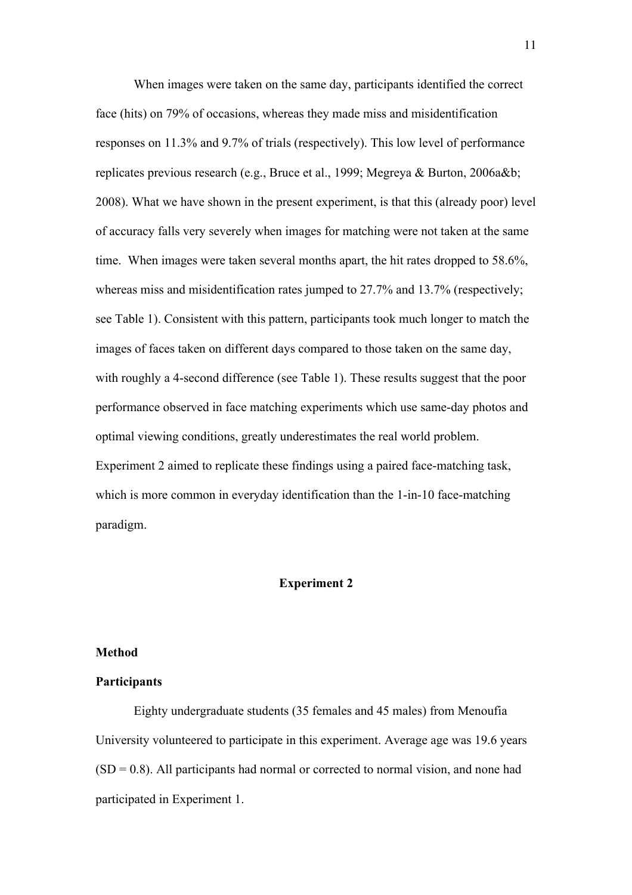When images were taken on the same day, participants identified the correct face (hits) on 79% of occasions, whereas they made miss and misidentification responses on 11.3% and 9.7% of trials (respectively). This low level of performance replicates previous research (e.g., Bruce et al., 1999; Megreya & Burton, 2006a&b; 2008). What we have shown in the present experiment, is that this (already poor) level of accuracy falls very severely when images for matching were not taken at the same time. When images were taken several months apart, the hit rates dropped to 58.6%, whereas miss and misidentification rates jumped to 27.7% and 13.7% (respectively; see Table 1). Consistent with this pattern, participants took much longer to match the images of faces taken on different days compared to those taken on the same day, with roughly a 4-second difference (see Table 1). These results suggest that the poor performance observed in face matching experiments which use same-day photos and optimal viewing conditions, greatly underestimates the real world problem. Experiment 2 aimed to replicate these findings using a paired face-matching task, which is more common in everyday identification than the 1-in-10 face-matching paradigm.

## Experiment 2

### Method

### Participants

Eighty undergraduate students (35 females and 45 males) from Menoufia University volunteered to participate in this experiment. Average age was 19.6 years (SD = 0.8). All participants had normal or corrected to normal vision, and none had participated in Experiment 1.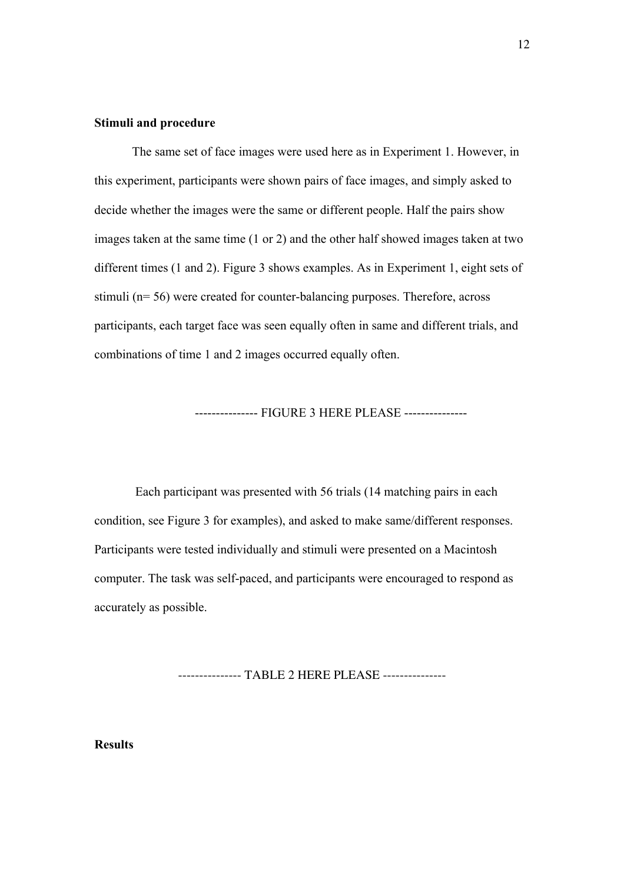**Stimuli and procedure**

The same set of face images were used here as in Experiment 1. However, in this experiment, participants were shown pairs of face images, and simply asked to decide whether the images were the same or different people. Half the pairs show images taken at the same time (1 or 2) and the other half showed images taken at two different times (1 and 2). Figure 3 shows examples. As in Experiment 1, eight sets of stimuli (n= 56) were created for counter-balancing purposes. Therefore, across participants, each target face was seen equally often in same and different trials, and combinations of time 1 and 2 images occurred equally often.

--------------- FIGURE 3 HERE PLEASE ---------------

Each participant was presented with 56 trials (14 matching pairs in each condition, see Figure 3 for examples), and asked to make same/different responses. Participants were tested individually and stimuli were presented on a Macintosh computer. The task was self-paced, and participants were encouraged to respond as accurately as possible.

--------------- TABLE 2 HERE PLEASE ---------------

**Results**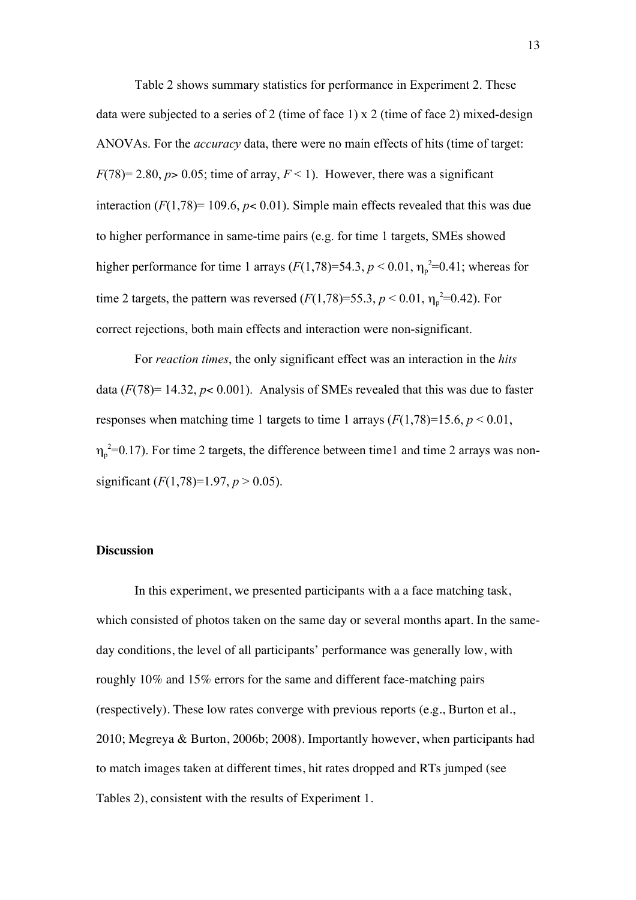Table 2 shows summary statistics for performance in Experiment 2. These data were subjected to a series of 2 (time of face 1) x 2 (time of face 2) mixed-design ANOVAs. For the *accuracy* data, there were no main effects of hits (time of target: $F(78) = 2.80$, $p > 0.05$; time of array, $F < 1$). However, there was a significant interaction ($F(1,78) = 109.6$, $p < 0.01$). Simple main effects revealed that this was due to higher performance in same-time pairs (e.g. for time 1 targets, SMEs showed higher performance for time 1 arrays ($F(1,78)=54.3$, $p < 0.01$, $\eta_p^2=0.41$; whereas for time 2 targets, the pattern was reversed ($F(1,78)=55.3$, $p < 0.01$, $\eta_p^2=0.42$). For correct rejections, both main effects and interaction were non-significant.

For *reaction times*, the only significant effect was an interaction in the *hits* data ($F(78) = 14.32$, $p < 0.001$). Analysis of SMEs revealed that this was due to faster responses when matching time 1 targets to time 1 arrays ($F(1,78)=15.6$, $p < 0.01$, $\eta_p^2=0.17$). For time 2 targets, the difference between time1 and time 2 arrays was non-significant ($F(1,78)=1.97$, $p > 0.05$).

### Discussion

In this experiment, we presented participants with a a face matching task, which consisted of photos taken on the same day or several months apart. In the same-day conditions, the level of all participants' performance was generally low, with roughly 10% and 15% errors for the same and different face-matching pairs (respectively). These low rates converge with previous reports (e.g., Burton et al., 2010; Megreya & Burton, 2006b; 2008). Importantly however, when participants had to match images taken at different times, hit rates dropped and RTs jumped (see Tables 2), consistent with the results of Experiment 1.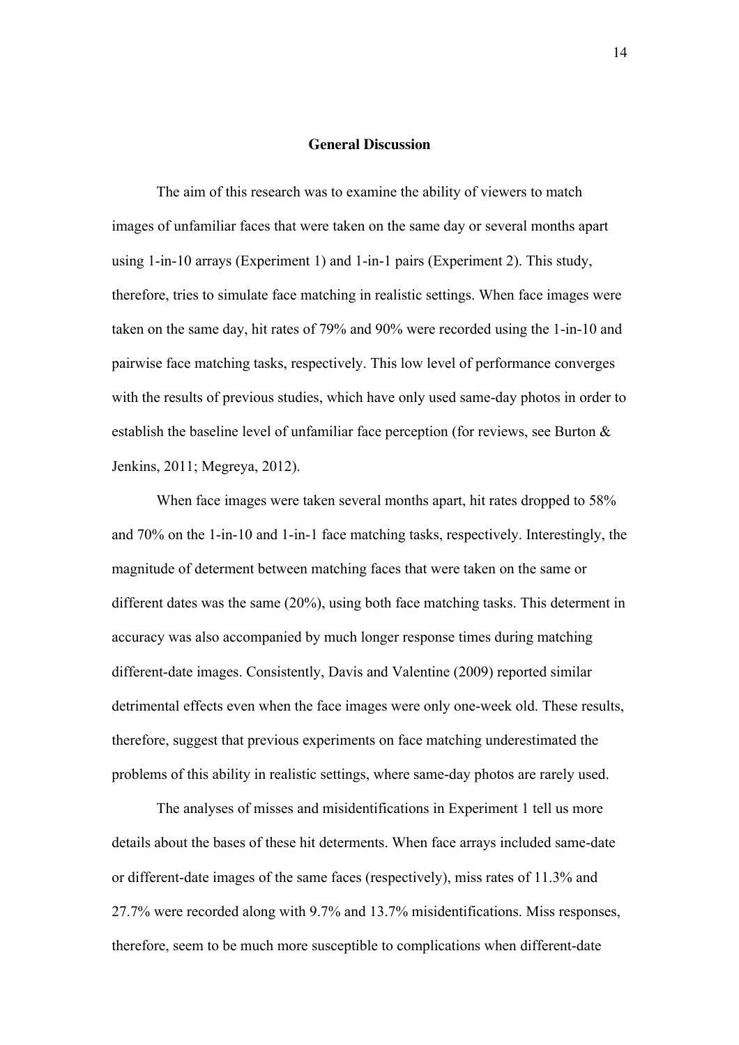## General Discussion

The aim of this research was to examine the ability of viewers to match images of unfamiliar faces that were taken on the same day or several months apart using 1-in-10 arrays (Experiment 1) and 1-in-1 pairs (Experiment 2). This study, therefore, tries to simulate face matching in realistic settings. When face images were taken on the same day, hit rates of 79% and 90% were recorded using the 1-in-10 and pairwise face matching tasks, respectively. This low level of performance converges with the results of previous studies, which have only used same-day photos in order to establish the baseline level of unfamiliar face perception (for reviews, see Burton & Jenkins, 2011; Megreya, 2012).

When face images were taken several months apart, hit rates dropped to 58% and 70% on the 1-in-10 and 1-in-1 face matching tasks, respectively. Interestingly, the magnitude of determent between matching faces that were taken on the same or different dates was the same (20%), using both face matching tasks. This determent in accuracy was also accompanied by much longer response times during matching different-date images. Consistently, Davis and Valentine (2009) reported similar detrimental effects even when the face images were only one-week old. These results, therefore, suggest that previous experiments on face matching underestimated the problems of this ability in realistic settings, where same-day photos are rarely used.

The analyses of misses and misidentifications in Experiment 1 tell us more details about the bases of these hit determents. When face arrays included same-date or different-date images of the same faces (respectively), miss rates of 11.3% and 27.7% were recorded along with 9.7% and 13.7% misidentifications. Miss responses, therefore, seem to be much more susceptible to complications when different-date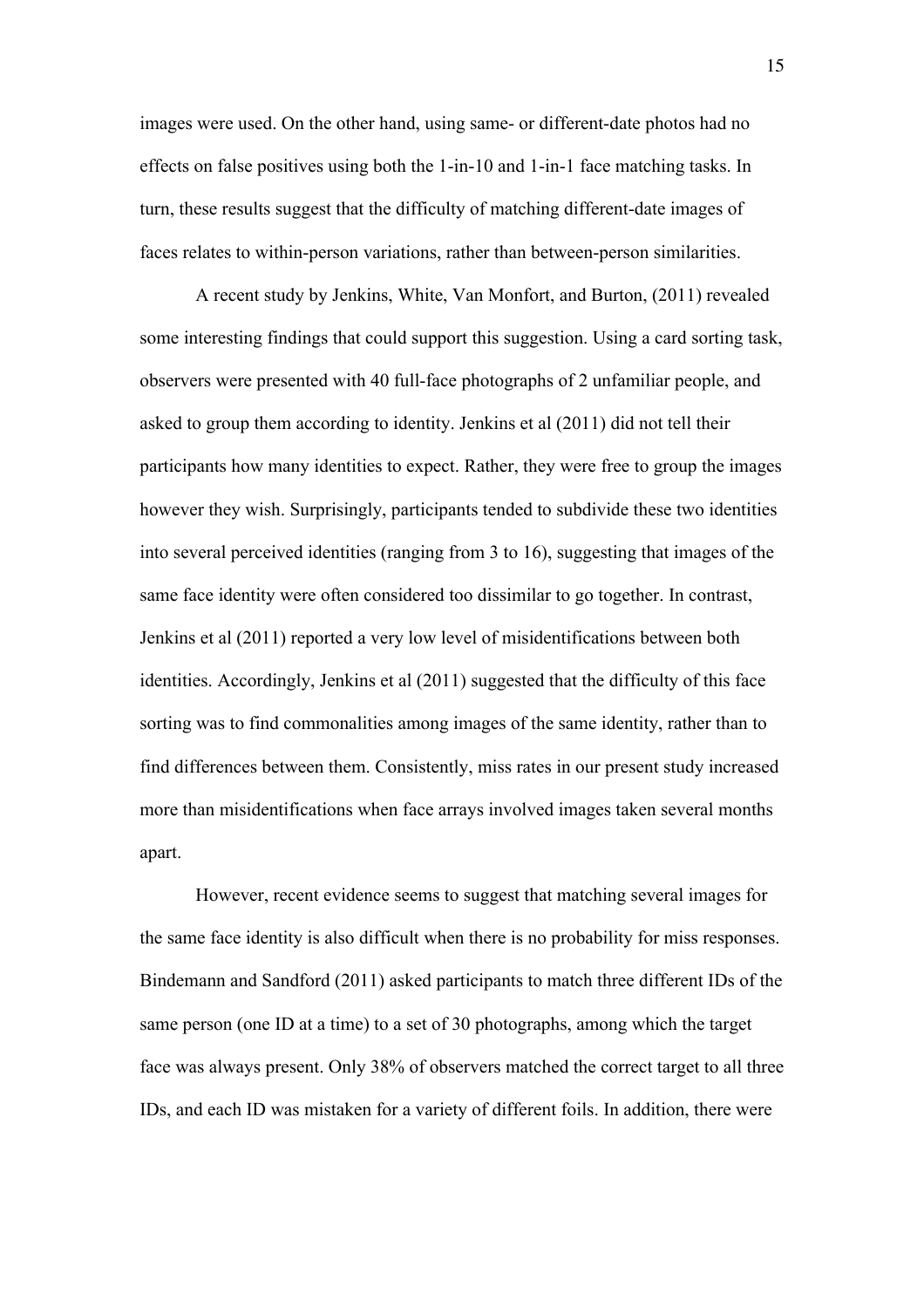images were used. On the other hand, using same- or different-date photos had no effects on false positives using both the 1-in-10 and 1-in-1 face matching tasks. In turn, these results suggest that the difficulty of matching different-date images of faces relates to within-person variations, rather than between-person similarities.

A recent study by Jenkins, White, Van Monfort, and Burton, (2011) revealed some interesting findings that could support this suggestion. Using a card sorting task, observers were presented with 40 full-face photographs of 2 unfamiliar people, and asked to group them according to identity. Jenkins et al (2011) did not tell their participants how many identities to expect. Rather, they were free to group the images however they wish. Surprisingly, participants tended to subdivide these two identities into several perceived identities (ranging from 3 to 16), suggesting that images of the same face identity were often considered too dissimilar to go together. In contrast, Jenkins et al (2011) reported a very low level of misidentifications between both identities. Accordingly, Jenkins et al (2011) suggested that the difficulty of this face sorting was to find commonalities among images of the same identity, rather than to find differences between them. Consistently, miss rates in our present study increased more than misidentifications when face arrays involved images taken several months apart.

However, recent evidence seems to suggest that matching several images for the same face identity is also difficult when there is no probability for miss responses. Bindemann and Sandford (2011) asked participants to match three different IDs of the same person (one ID at a time) to a set of 30 photographs, among which the target face was always present. Only 38% of observers matched the correct target to all three IDs, and each ID was mistaken for a variety of different foils. In addition, there were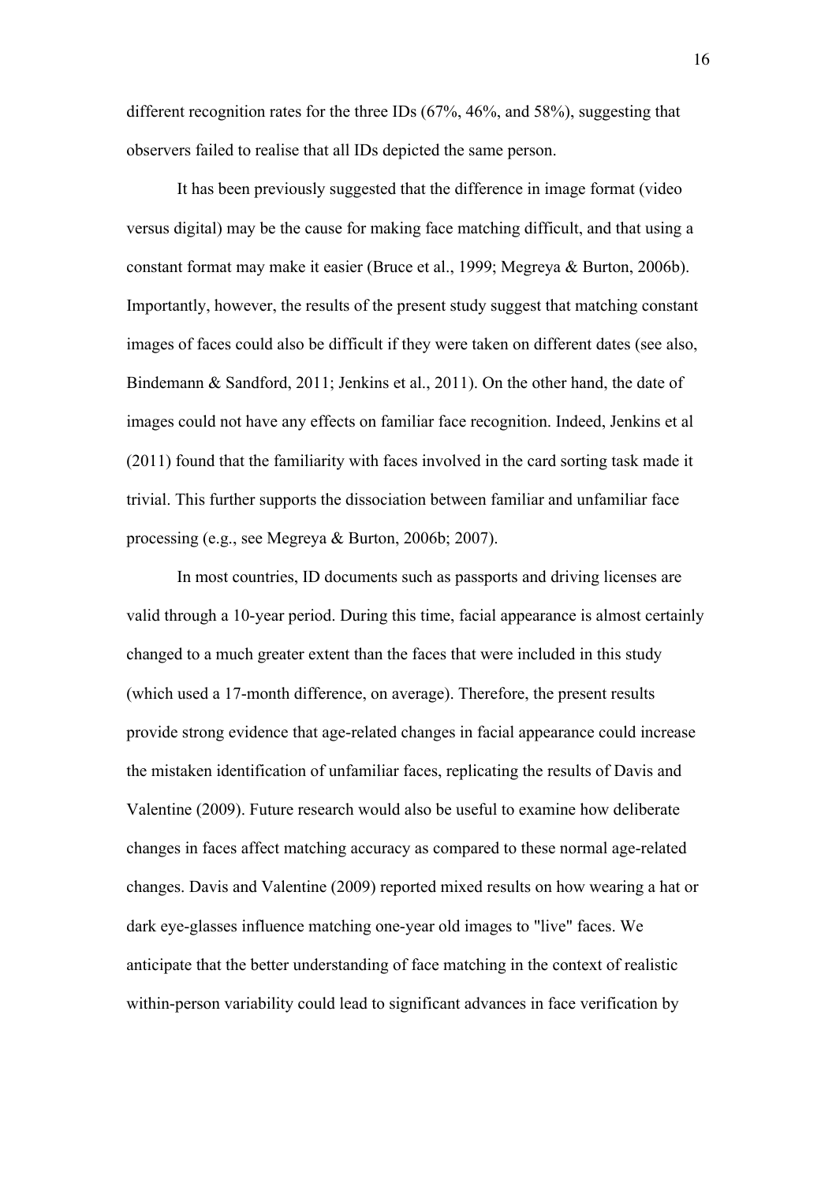different recognition rates for the three IDs (67%, 46%, and 58%), suggesting that observers failed to realise that all IDs depicted the same person.

It has been previously suggested that the difference in image format (video versus digital) may be the cause for making face matching difficult, and that using a constant format may make it easier (Bruce et al., 1999; Megreya & Burton, 2006b). Importantly, however, the results of the present study suggest that matching constant images of faces could also be difficult if they were taken on different dates (see also, Bindemann & Sandford, 2011; Jenkins et al., 2011). On the other hand, the date of images could not have any effects on familiar face recognition. Indeed, Jenkins et al (2011) found that the familiarity with faces involved in the card sorting task made it trivial. This further supports the dissociation between familiar and unfamiliar face processing (e.g., see Megreya & Burton, 2006b; 2007).

In most countries, ID documents such as passports and driving licenses are valid through a 10-year period. During this time, facial appearance is almost certainly changed to a much greater extent than the faces that were included in this study (which used a 17-month difference, on average). Therefore, the present results provide strong evidence that age-related changes in facial appearance could increase the mistaken identification of unfamiliar faces, replicating the results of Davis and Valentine (2009). Future research would also be useful to examine how deliberate changes in faces affect matching accuracy as compared to these normal age-related changes. Davis and Valentine (2009) reported mixed results on how wearing a hat or dark eye-glasses influence matching one-year old images to "live" faces. We anticipate that the better understanding of face matching in the context of realistic within-person variability could lead to significant advances in face verification by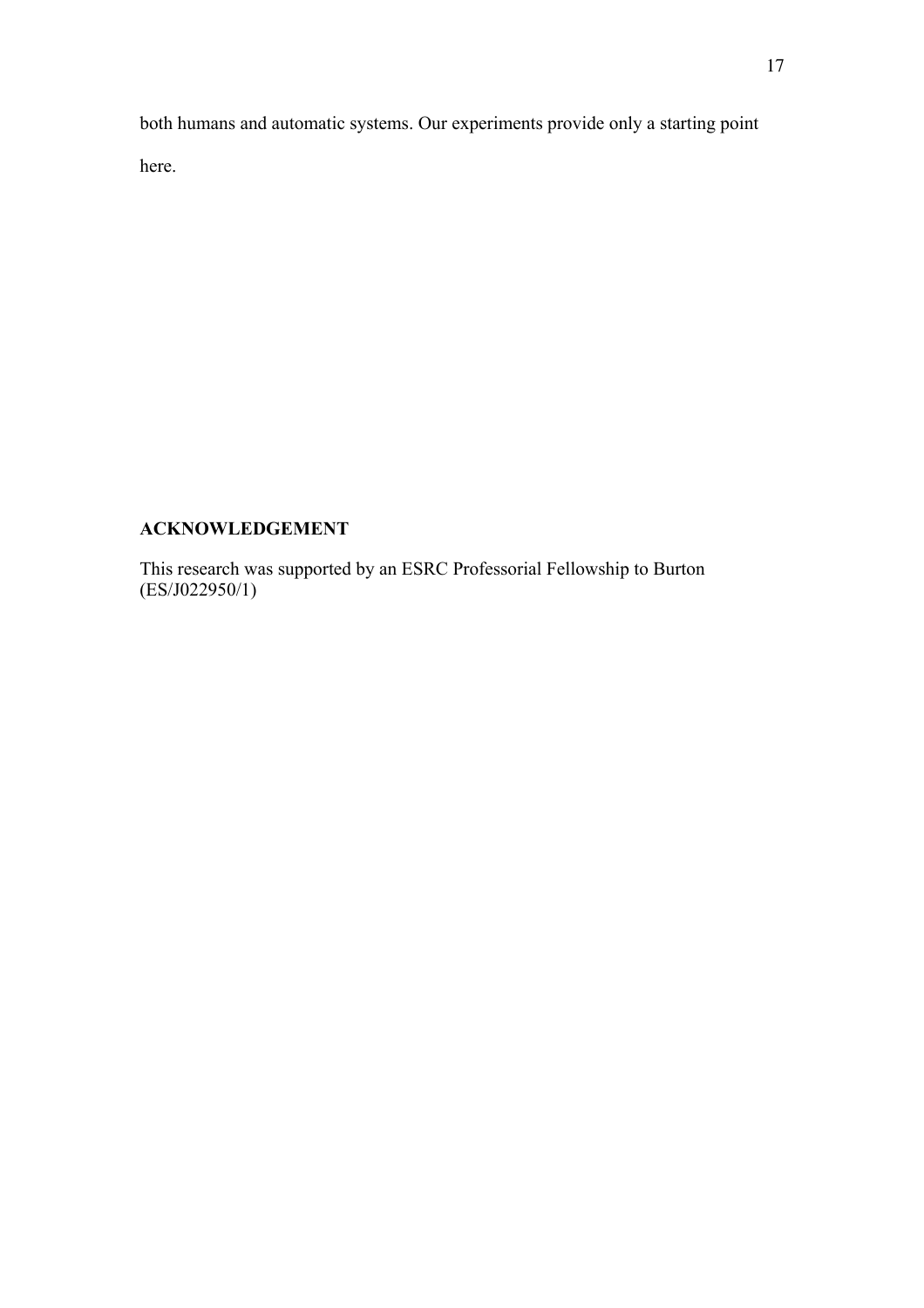both humans and automatic systems. Our experiments provide only a starting point here.

## ACKNOWLEDGEMENT

This research was supported by an ESRC Professorial Fellowship to Burton (ES/J022950/1)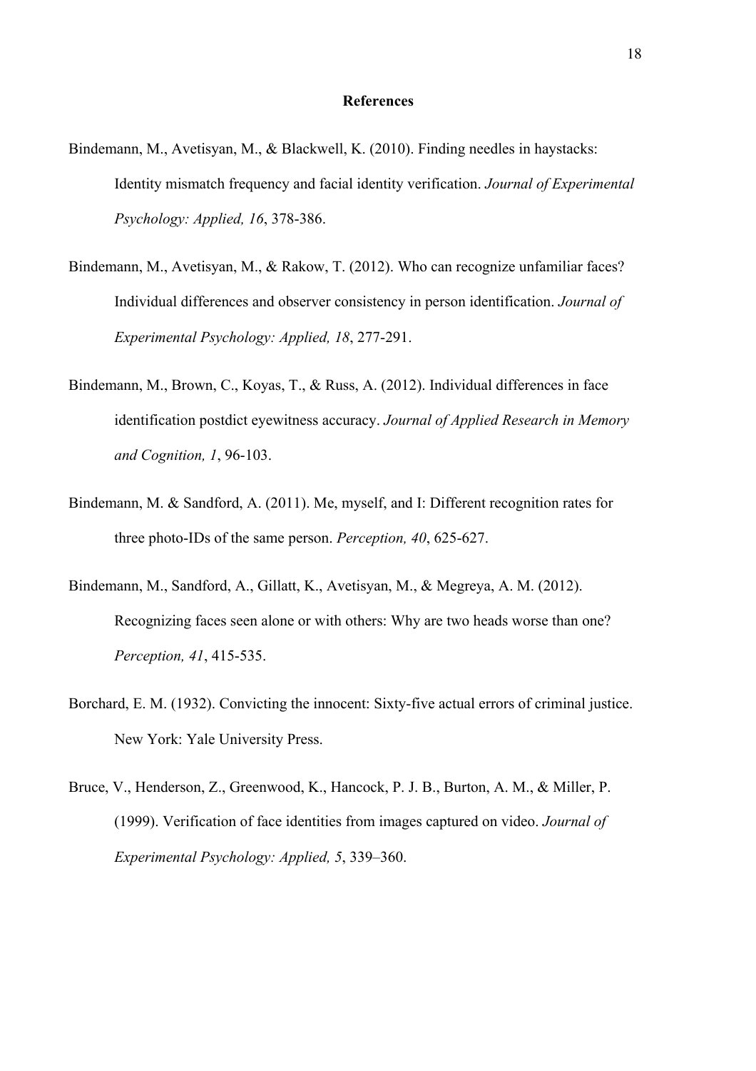## References

Bindemann, M., Avetisyan, M., & Blackwell, K. (2010). Finding needles in haystacks: Identity mismatch frequency and facial identity verification. *Journal of Experimental Psychology: Applied, 16*, 378-386.

Bindemann, M., Avetisyan, M., & Rakow, T. (2012). Who can recognize unfamiliar faces? Individual differences and observer consistency in person identification. *Journal of Experimental Psychology: Applied, 18*, 277-291.

Bindemann, M., Brown, C., Koyas, T., & Russ, A. (2012). Individual differences in face identification postdict eyewitness accuracy. *Journal of Applied Research in Memory and Cognition, 1*, 96-103.

Bindemann, M. & Sandford, A. (2011). Me, myself, and I: Different recognition rates for three photo-IDs of the same person. *Perception, 40*, 625-627.

Bindemann, M., Sandford, A., Gillatt, K., Avetisyan, M., & Megreya, A. M. (2012). Recognizing faces seen alone or with others: Why are two heads worse than one? *Perception, 41*, 415-535.

Borchard, E. M. (1932). Convicting the innocent: Sixty-five actual errors of criminal justice. New York: Yale University Press.

Bruce, V., Henderson, Z., Greenwood, K., Hancock, P. J. B., Burton, A. M., & Miller, P. (1999). Verification of face identities from images captured on video. *Journal of Experimental Psychology: Applied, 5*, 339–360.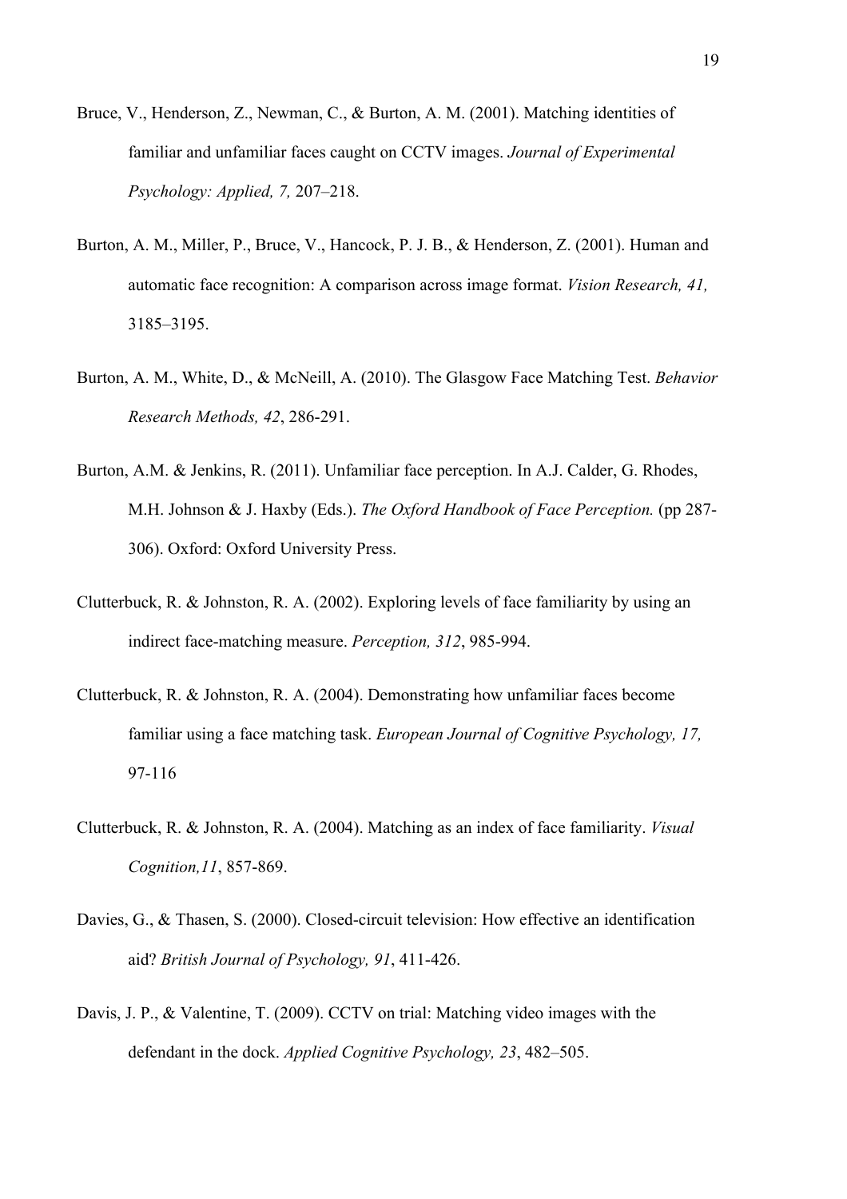Bruce, V., Henderson, Z., Newman, C., & Burton, A. M. (2001). Matching identities of familiar and unfamiliar faces caught on CCTV images. *Journal of Experimental Psychology: Applied, 7,* 207–218.

Burton, A. M., Miller, P., Bruce, V., Hancock, P. J. B., & Henderson, Z. (2001). Human and automatic face recognition: A comparison across image format. *Vision Research, 41,* 3185–3195.

Burton, A. M., White, D., & McNeill, A. (2010). The Glasgow Face Matching Test. *Behavior Research Methods, 42*, 286-291.

Burton, A.M. & Jenkins, R. (2011). Unfamiliar face perception. In A.J. Calder, G. Rhodes, M.H. Johnson & J. Haxby (Eds.). *The Oxford Handbook of Face Perception.* (pp 287-306). Oxford: Oxford University Press.

Clutterbuck, R. & Johnston, R. A. (2002). Exploring levels of face familiarity by using an indirect face-matching measure. *Perception, 312*, 985-994.

Clutterbuck, R. & Johnston, R. A. (2004). Demonstrating how unfamiliar faces become familiar using a face matching task. *European Journal of Cognitive Psychology, 17,* 97-116

Clutterbuck, R. & Johnston, R. A. (2004). Matching as an index of face familiarity. *Visual Cognition,11*, 857-869.

Davies, G., & Thasen, S. (2000). Closed-circuit television: How effective an identification aid? *British Journal of Psychology, 91*, 411-426.

Davis, J. P., & Valentine, T. (2009). CCTV on trial: Matching video images with the defendant in the dock. *Applied Cognitive Psychology, 23*, 482–505.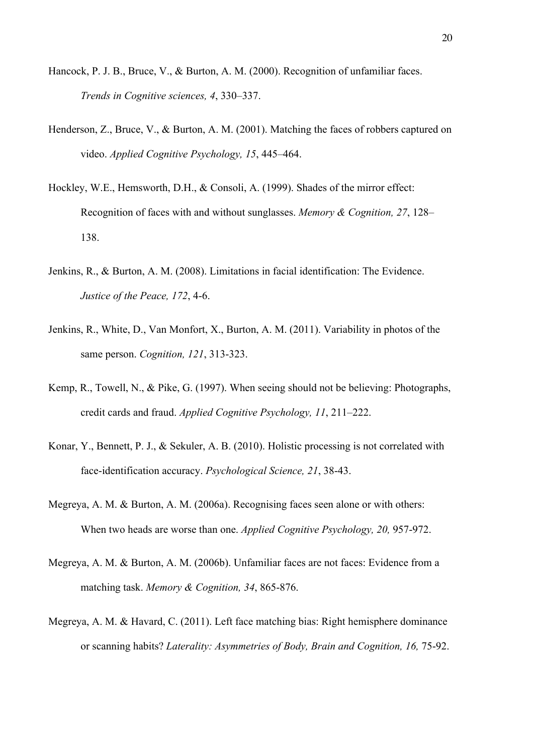Hancock, P. J. B., Bruce, V., & Burton, A. M. (2000). Recognition of unfamiliar faces. *Trends in Cognitive sciences, 4*, 330–337.

Henderson, Z., Bruce, V., & Burton, A. M. (2001). Matching the faces of robbers captured on video. *Applied Cognitive Psychology, 15*, 445–464.

Hockley, W.E., Hemsworth, D.H., & Consoli, A. (1999). Shades of the mirror effect: Recognition of faces with and without sunglasses. *Memory & Cognition, 27*, 128–138.

Jenkins, R., & Burton, A. M. (2008). Limitations in facial identification: The Evidence. *Justice of the Peace, 172*, 4-6.

Jenkins, R., White, D., Van Monfort, X., Burton, A. M. (2011). Variability in photos of the same person. *Cognition, 121*, 313-323.

Kemp, R., Towell, N., & Pike, G. (1997). When seeing should not be believing: Photographs, credit cards and fraud. *Applied Cognitive Psychology, 11*, 211–222.

Konar, Y., Bennett, P. J., & Sekuler, A. B. (2010). Holistic processing is not correlated with face-identification accuracy. *Psychological Science, 21*, 38-43.

Megreya, A. M. & Burton, A. M. (2006a). Recognising faces seen alone or with others: When two heads are worse than one. *Applied Cognitive Psychology, 20,* 957-972.

Megreya, A. M. & Burton, A. M. (2006b). Unfamiliar faces are not faces: Evidence from a matching task. *Memory & Cognition, 34*, 865-876.

Megreya, A. M. & Havard, C. (2011). Left face matching bias: Right hemisphere dominance or scanning habits? *Laterality: Asymmetries of Body, Brain and Cognition, 16,* 75-92.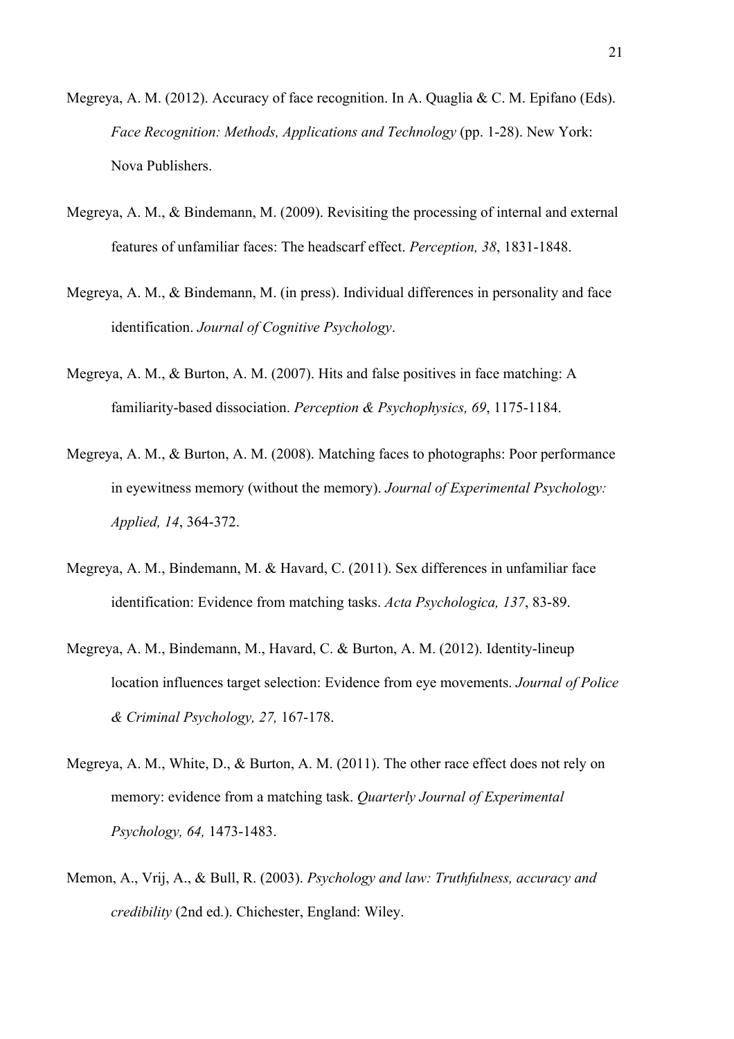Megreya, A. M. (2012). Accuracy of face recognition. In A. Quaglia & C. M. Epifano (Eds). *Face Recognition: Methods, Applications and Technology* (pp. 1-28). New York: Nova Publishers.

Megreya, A. M., & Bindemann, M. (2009). Revisiting the processing of internal and external features of unfamiliar faces: The headscarf effect. *Perception, 38*, 1831-1848.

Megreya, A. M., & Bindemann, M. (in press). Individual differences in personality and face identification. *Journal of Cognitive Psychology*.

Megreya, A. M., & Burton, A. M. (2007). Hits and false positives in face matching: A familiarity-based dissociation. *Perception & Psychophysics, 69*, 1175-1184.

Megreya, A. M., & Burton, A. M. (2008). Matching faces to photographs: Poor performance in eyewitness memory (without the memory). *Journal of Experimental Psychology: Applied, 14*, 364-372.

Megreya, A. M., Bindemann, M. & Havard, C. (2011). Sex differences in unfamiliar face identification: Evidence from matching tasks. *Acta Psychologica, 137*, 83-89.

Megreya, A. M., Bindemann, M., Havard, C. & Burton, A. M. (2012). Identity-lineup location influences target selection: Evidence from eye movements. *Journal of Police & Criminal Psychology, 27,* 167-178.

Megreya, A. M., White, D., & Burton, A. M. (2011). The other race effect does not rely on memory: evidence from a matching task. *Quarterly Journal of Experimental Psychology, 64,* 1473-1483.

Memon, A., Vrij, A., & Bull, R. (2003). *Psychology and law: Truthfulness, accuracy and credibility* (2nd ed.). Chichester, England: Wiley.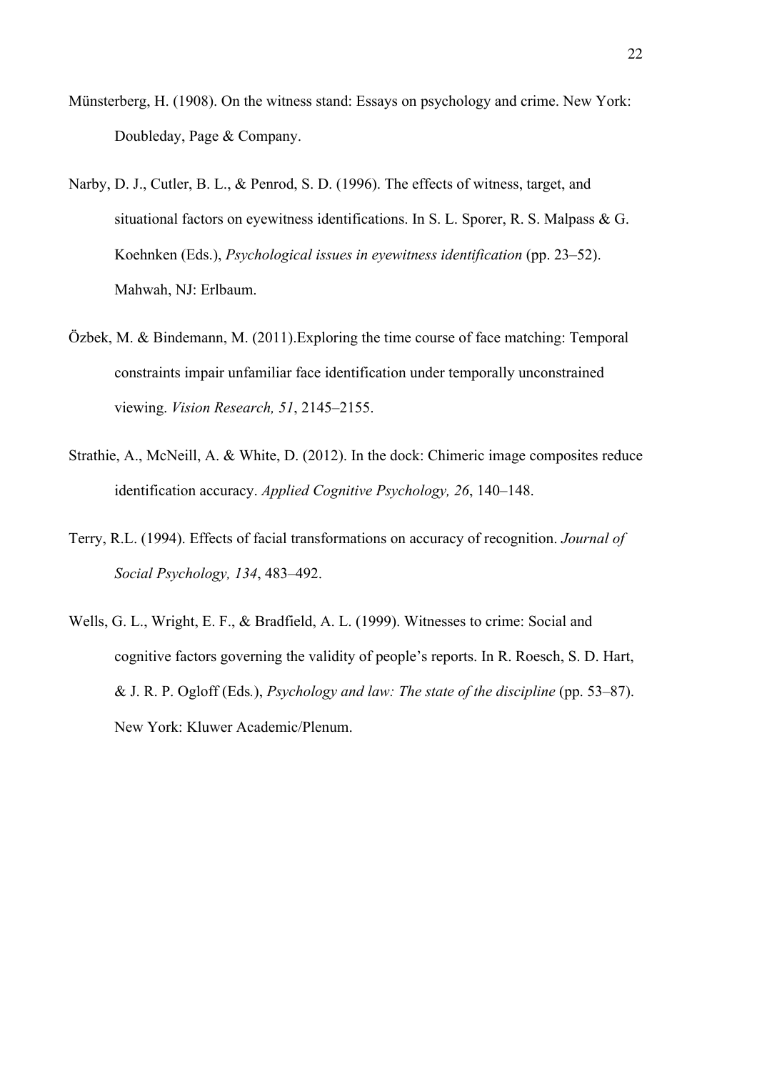Münsterberg, H. (1908). On the witness stand: Essays on psychology and crime. New York: Doubleday, Page & Company.

Narby, D. J., Cutler, B. L., & Penrod, S. D. (1996). The effects of witness, target, and situational factors on eyewitness identifications. In S. L. Sporer, R. S. Malpass & G. Koehnken (Eds.), *Psychological issues in eyewitness identification* (pp. 23–52). Mahwah, NJ: Erlbaum.

Özbek, M. & Bindemann, M. (2011).Exploring the time course of face matching: Temporal constraints impair unfamiliar face identification under temporally unconstrained viewing. *Vision Research, 51*, 2145–2155.

Strathie, A., McNeill, A. & White, D. (2012). In the dock: Chimeric image composites reduce identification accuracy. *Applied Cognitive Psychology, 26*, 140–148.

Terry, R.L. (1994). Effects of facial transformations on accuracy of recognition. *Journal of Social Psychology, 134*, 483–492.

Wells, G. L., Wright, E. F., & Bradfield, A. L. (1999). Witnesses to crime: Social and cognitive factors governing the validity of people's reports. In R. Roesch, S. D. Hart, & J. R. P. Ogloff (Eds.), *Psychology and law: The state of the discipline* (pp. 53–87). New York: Kluwer Academic/Plenum.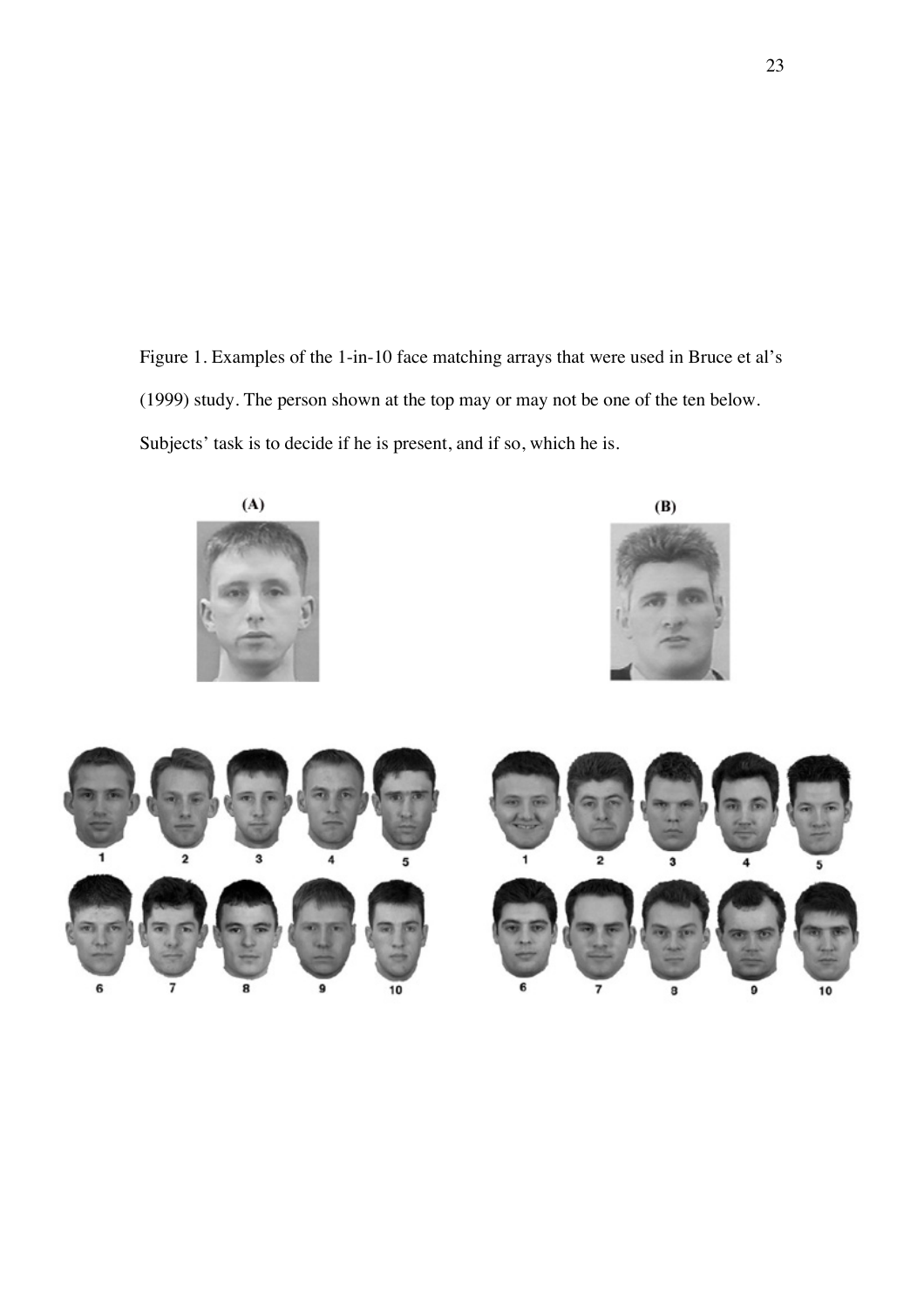Figure 1. Examples of the 1-in-10 face matching arrays that were used in Bruce et al's (1999) study. The person shown at the top may or may not be one of the ten below. Subjects' task is to decide if he is present, and if so, which he is.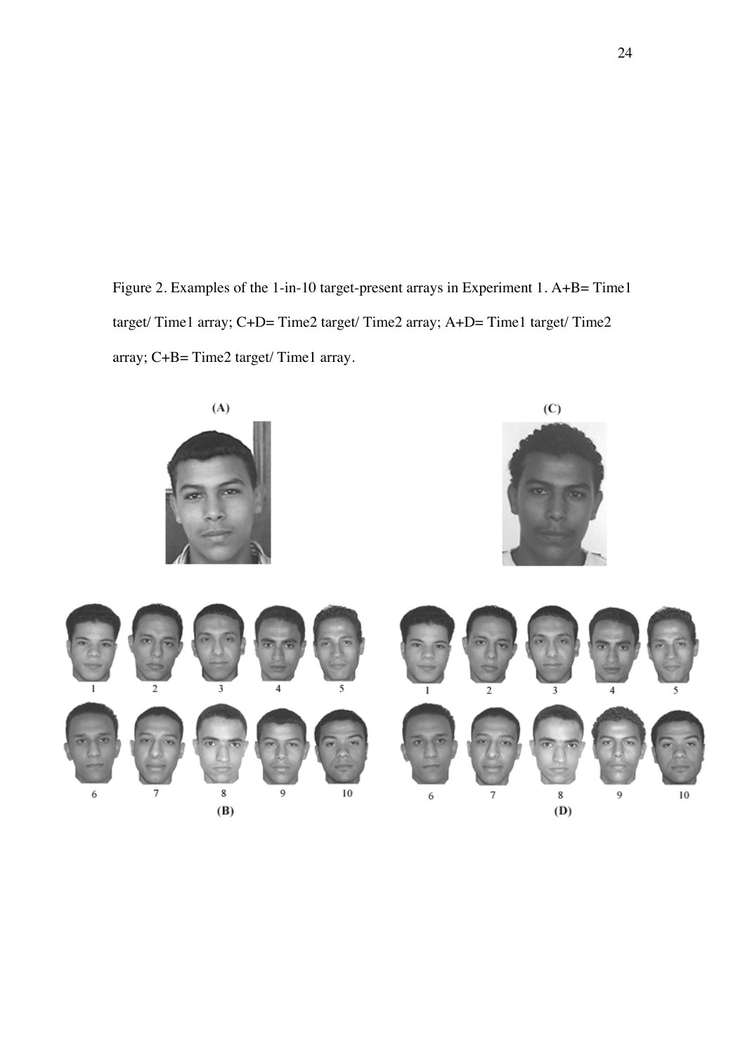Figure 2. Examples of the 1-in-10 target-present arrays in Experiment 1. A+B= Time1 target/ Time1 array; C+D= Time2 target/ Time2 array; A+D= Time1 target/ Time2 array; C+B= Time2 target/ Time1 array.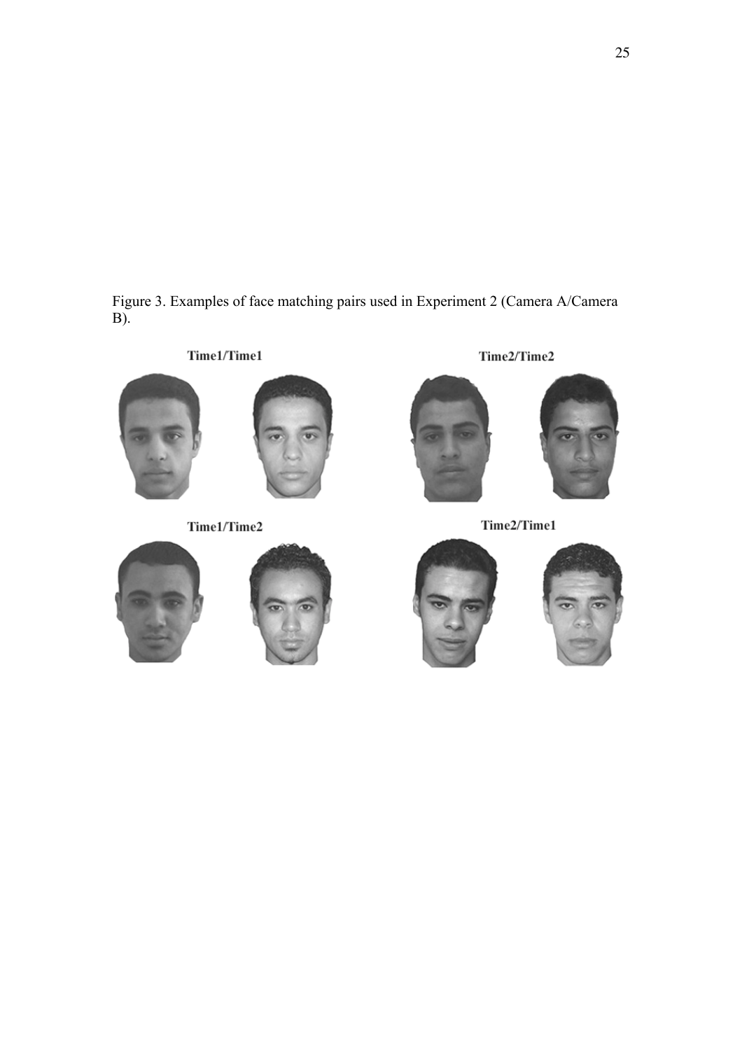Figure 3. Examples of face matching pairs used in Experiment 2 (Camera A/Camera B).

Time1/Time1

Time2/Time2

Time1/Time2

Time2/Time1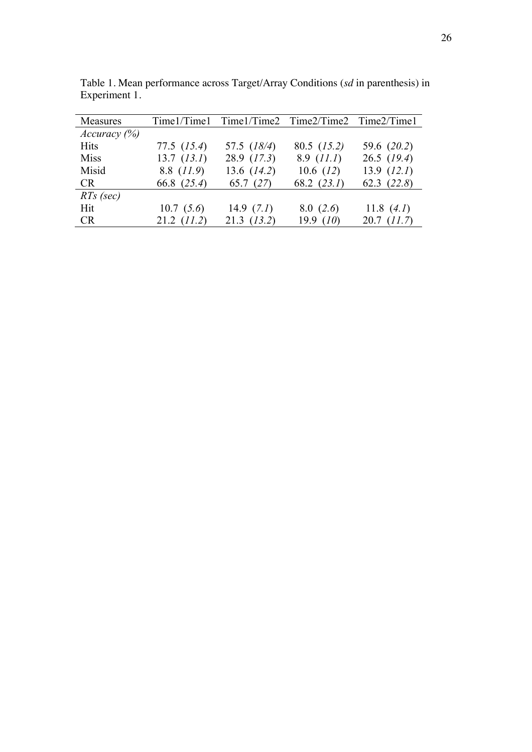Table 1. Mean performance across Target/Array Conditions (*sd* in parenthesis) in Experiment 1.

| Measures | Time1/Time1 | Time1/Time2 | Time2/Time2 | Time2/Time1 |
|---|---|---|---|---|
| *Accuracy (%)* | | | | |
| Hits | 77.5 (*15.4*) | 57.5 (*18/4*) | 80.5 (*15.2)* | 59.6 (*20.2*) |
| Miss | 13.7 (*13.1*) | 28.9 (*17.3*) | 8.9 (*11.1*) | 26.5 (*19.4*) |
| Misid | 8.8 (*11.9*) | 13.6 (*14.2*) | 10.6 (*12*) | 13.9 (*12.1*) |
| CR | 66.8 (*25.4*) | 65.7 (*27*) | 68.2 (*23.1*) | 62.3 (*22.8*) |
| *RTs (sec)* | | | | |
| Hit | 10.7 (*5.6*) | 14.9 (*7.1*) | 8.0 (*2.6*) | 11.8 (*4.1*) |
| CR | 21.2 (*11.2*) | 21.3 (*13.2*) | 19.9 (*10*) | 20.7 (*11.7*) |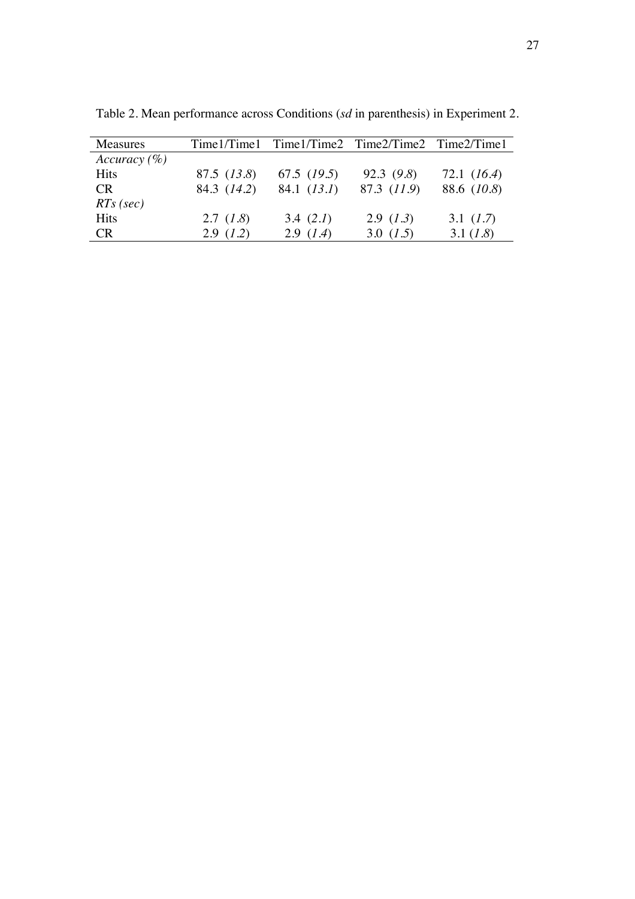Table 2. Mean performance across Conditions (*sd* in parenthesis) in Experiment 2.

| Measures | Time1/Time1 | Time1/Time2 | Time2/Time2 | Time2/Time1 |
|---|---|---|---|---|
| *Accuracy (%)* | | | | |
| Hits | 87.5 (*13.8*) | 67.5 (*19.5*) | 92.3 (*9.8*) | 72.1 (*16.4*) |
| CR | 84.3 (*14.2*) | 84.1 (*13.1*) | 87.3 (*11.9*) | 88.6 (*10.8*) |
| *RTs (sec)* | | | | |
| Hits | 2.7 (*1.8*) | 3.4 (*2.1*) | 2.9 (*1.3*) | 3.1 (*1.7*) |
| CR | 2.9 (*1.2*) | 2.9 (*1.4*) | 3.0 (*1.5*) | 3.1 (*1.8*) |